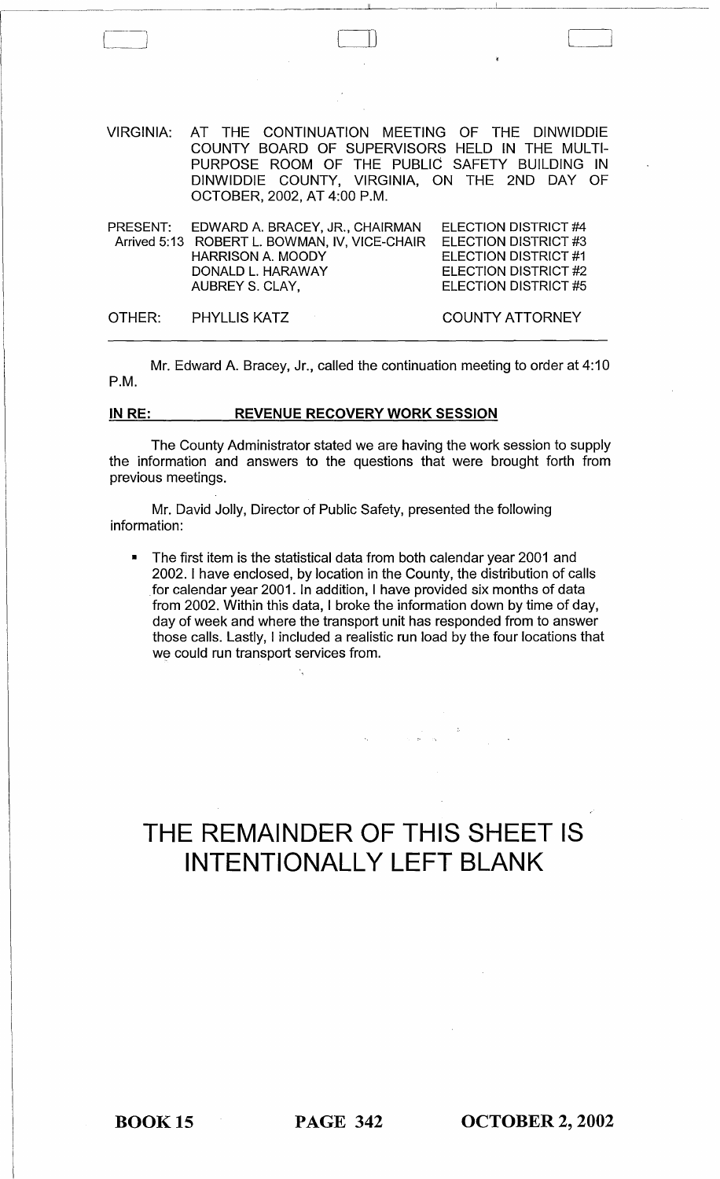VIRGINIA: AT THE CONTINUATION MEETING OF THE DINWIDDIE COUNTY BOARD OF SUPERVISORS HELD IN THE MULTI-PURPOSE ROOM OF THE PUBLIC SAFETY BUILDING IN DINWIDDIE COUNTY, VIRGINIA, ON THE 2ND DAY OF OCTOBER, 2002, AT 4:00 P.M.

| | | |
|---|---|---|
| PRESENT: | EDWARD A. BRACEY, JR., CHAIRMAN | ELECTION DISTRICT #4 |
| Arrived 5:13 | ROBERT L. BOWMAN, IV, VICE-CHAIR | ELECTION DISTRICT #3 |
| | HARRISON A. MOODY | ELECTION DISTRICT #1 |
| | DONALD L. HARAWAY | ELECTION DISTRICT #2 |
| | AUBREY S. CLAY, | ELECTION DISTRICT #5 |
| OTHER: | PHYLLIS KATZ | COUNTY ATTORNEY |

Mr. Edward A. Bracey, Jr., called the continuation meeting to order at 4:10 P.M.

## IN RE: REVENUE RECOVERY WORK SESSION

The County Administrator stated we are having the work session to supply the information and answers to the questions that were brought forth from previous meetings.

Mr. David Jolly, Director of Public Safety, presented the following information:

- The first item is the statistical data from both calendar year 2001 and 2002. I have enclosed, by location in the County, the distribution of calls for calendar year 2001. In addition, I have provided six months of data from 2002. Within this data, I broke the information down by time of day, day of week and where the transport unit has responded from to answer those calls. Lastly, I included a realistic run load by the four locations that we could run transport services from.

# THE REMAINDER OF THIS SHEET IS INTENTIONALLY LEFT BLANK

BOOK 15 PAGE 342 OCTOBER 2, 2002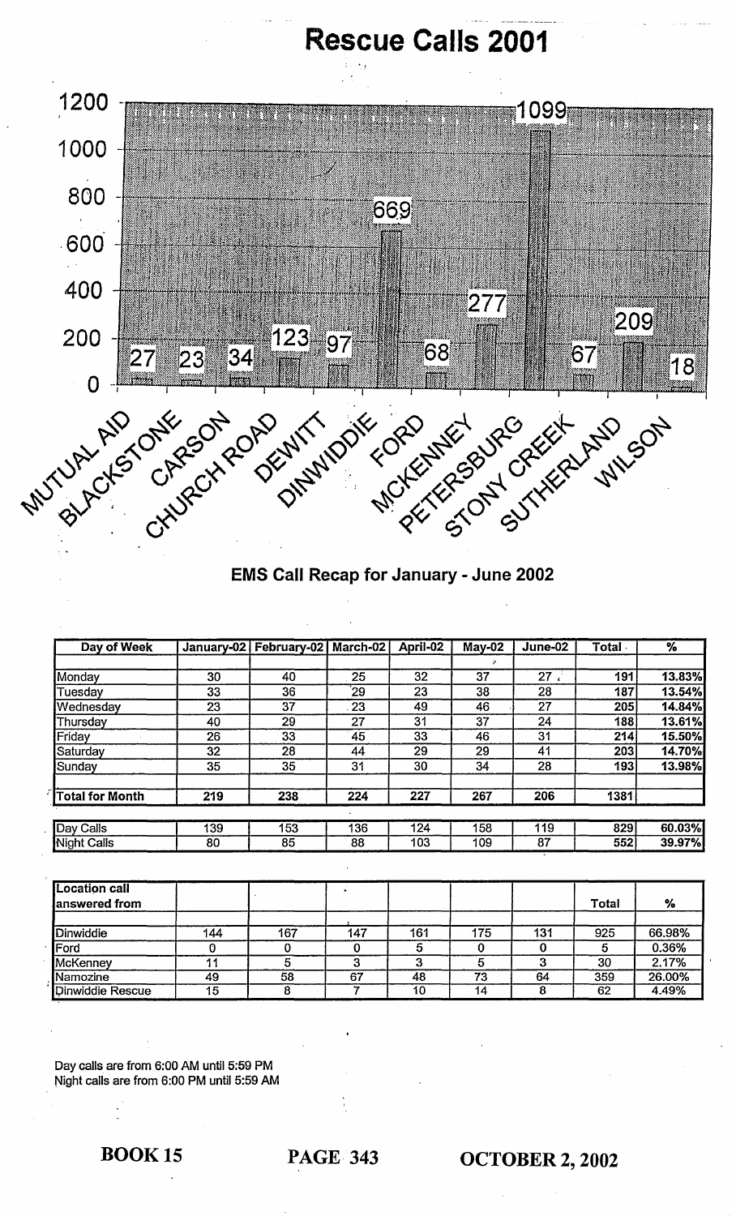# Rescue Calls 2001

| Station | Calls |
|---|---|
| MUTUAL AID | 27 |
| BLACKSTONE | 23 |
| CARSON | 34 |
| CHURCH ROAD | 123 |
| DEWITT | 97 |
| DINWIDDIE | 669 |
| FORD | 68 |
| MCKENNEY | 277 |
| PETERSBURG | 1099 |
| STONY CREEK | 67 |
| SUTHERLAND | 209 |
| WILSON | 18 |

## EMS Call Recap for January - June 2002

| Day of Week | January-02 | February-02 | March-02 | April-02 | May-02 | June-02 | Total | % |
|---|---|---|---|---|---|---|---|---|
| Monday | 30 | 40 | 25 | 32 | 37 | 27 | 191 | 13.83% |
| Tuesday | 33 | 36 | 29 | 23 | 38 | 28 | 187 | 13.54% |
| Wednesday | 23 | 37 | 23 | 49 | 46 | 27 | 205 | 14.84% |
| Thursday | 40 | 29 | 27 | 31 | 37 | 24 | 188 | 13.61% |
| Friday | 26 | 33 | 45 | 33 | 46 | 31 | 214 | 15.50% |
| Saturday | 32 | 28 | 44 | 29 | 29 | 41 | 203 | 14.70% |
| Sunday | 35 | 35 | 31 | 30 | 34 | 28 | 193 | 13.98% |
| **Total for Month** | **219** | **238** | **224** | **227** | **267** | **206** | **1381** | |

| | | | | | | | | |
|---|---|---|---|---|---|---|---|---|
| Day Calls | 139 | 153 | 136 | 124 | 158 | 119 | 829 | 60.03% |
| Night Calls | 80 | 85 | 88 | 103 | 109 | 87 | 552 | 39.97% |

| Location call answered from | | | | | | | Total | % |
|---|---|---|---|---|---|---|---|---|
| Dinwiddie | 144 | 167 | 147 | 161 | 175 | 131 | 925 | 66.98% |
| Ford | 0 | 0 | 0 | 5 | 0 | 0 | 5 | 0.36% |
| McKenney | 11 | 5 | 3 | 3 | 5 | 3 | 30 | 2.17% |
| Namozine | 49 | 58 | 67 | 48 | 73 | 64 | 359 | 26.00% |
| Dinwiddie Rescue | 15 | 8 | 7 | 10 | 14 | 8 | 62 | 4.49% |

Day calls are from 6:00 AM until 5:59 PM
Night calls are from 6:00 PM until 5:59 AM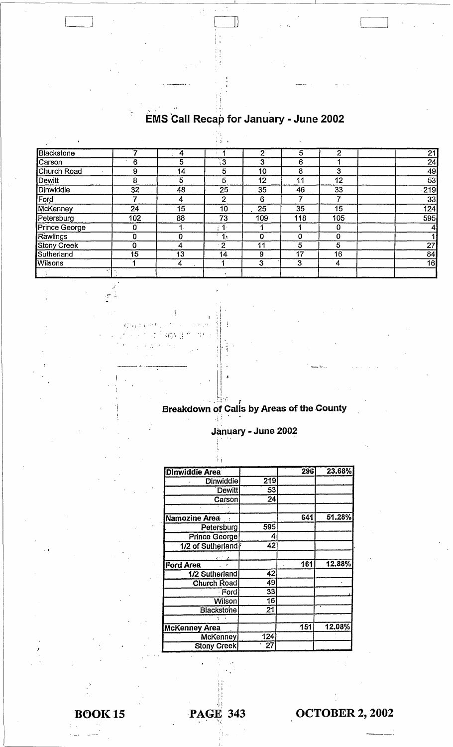## EMS Call Recap for January - June 2002

| | | | | | | | | |
|---|---|---|---|---|---|---|---|---|
| Blackstone | 7 | 4 | 1 | 2 | 5 | 2 | | 21 |
| Carson | 6 | 5 | 3 | 3 | 6 | 1 | | 24 |
| Church Road | 9 | 14 | 5 | 10 | 8 | 3 | | 49 |
| Dewitt | 8 | 5 | 5 | 12 | 11 | 12 | | 53 |
| Dinwiddie | 32 | 48 | 25 | 35 | 46 | 33 | | 219 |
| Ford | 7 | 4 | 2 | 6 | 7 | 7 | | 33 |
| McKenney | 24 | 15 | 10 | 25 | 35 | 15 | | 124 |
| Petersburg | 102 | 88 | 73 | 109 | 118 | 105 | | 595 |
| Prince George | 0 | 1 | 1 | 1 | 1 | 0 | | 4 |
| Rawlings | 0 | 0 | 1 | 0 | 0 | 0 | | 1 |
| Stony Creek | 0 | 4 | 2 | 11 | 5 | 5 | | 27 |
| Sutherland | 15 | 13 | 14 | 9 | 17 | 16 | | 84 |
| Wilsons | 1 | 4 | 1 | 3 | 3 | 4 | | 16 |
| | | | | | | | | |

## Breakdown of Calls by Areas of the County

### January - June 2002

| | | | |
|---|---|---|---|
| **Dinwiddie Area** | | 296 | 23.68% |
| Dinwiddie | 219 | | |
| Dewitt | 53 | | |
| Carson | 24 | | |
| | | | |
| **Namozine Area** | | 641 | 51.28% |
| Petersburg | 595 | | |
| Prince George | 4 | | |
| 1/2 of Sutherland | 42 | | |
| | | | |
| **Ford Area** | | 161 | 12.88% |
| 1/2 Sutherland | 42 | | |
| Church Road | 49 | | |
| Ford | 33 | | |
| Wilson | 16 | | |
| Blackstone | 21 | | |
| | | | |
| **McKenney Area** | | 151 | 12.08% |
| McKenney | 124 | | |
| Stony Creek | 27 | | |

BOOK 15 PAGE 343 OCTOBER 2, 2002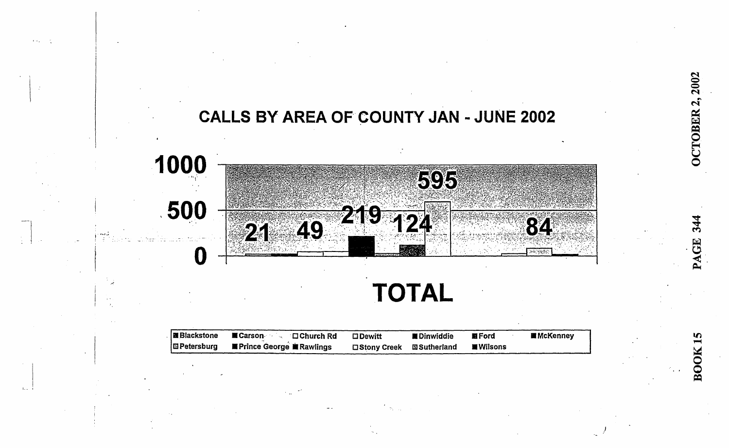## CALLS BY AREA OF COUNTY JAN - JUNE 2002

1000

500

0

21 49 219 124 595 84

**TOTAL**

| | | | | | | |
|---|---|---|---|---|---|---|
| Blackstone | Carson | Church Rd | Dewitt | Dinwiddie | Ford | McKenney |
| Petersburg | Prince George | Rawlings | Stony Creek | Sutherland | Wilsons | |

OCTOBER 2, 2002 PAGE 344 BOOK 15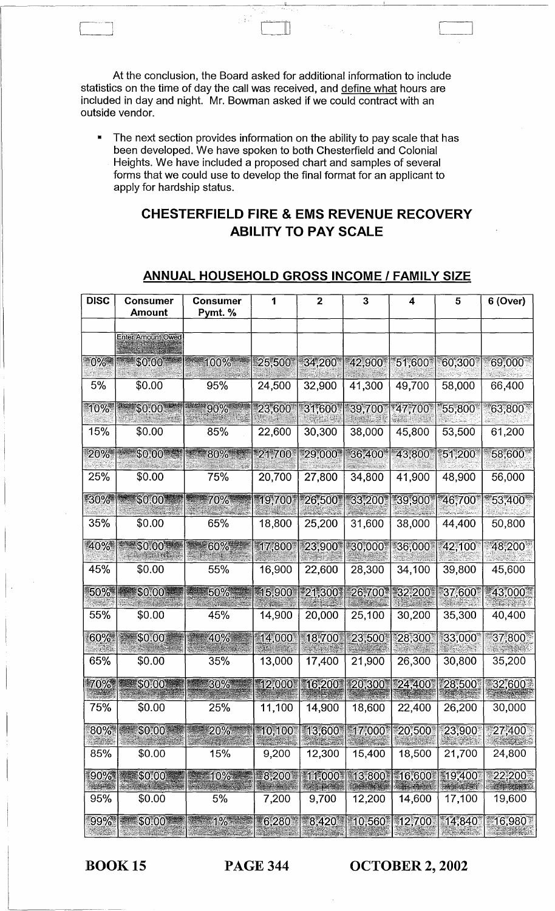At the conclusion, the Board asked for additional information to include statistics on the time of day the call was received, and define what hours are included in day and night. Mr. Bowman asked if we could contract with an outside vendor.

- The next section provides information on the ability to pay scale that has been developed. We have spoken to both Chesterfield and Colonial Heights. We have included a proposed chart and samples of several forms that we could use to develop the final format for an applicant to apply for hardship status.

## CHESTERFIELD FIRE & EMS REVENUE RECOVERY ABILITY TO PAY SCALE

### ANNUAL HOUSEHOLD GROSS INCOME / FAMILY SIZE

| DISC | Consumer Amount | Consumer Pymt. % | 1 | 2 | 3 | 4 | 5 | 6 (Over) |
|---|---|---|---|---|---|---|---|---|
| | | | | | | | | |
| | Enter Amount Owed | | | | | | | |
| 0% | $0.00 | 100% | 25,500 | 34,200 | 42,900 | 51,600 | 60,300 | 69,000 |
| 5% | $0.00 | 95% | 24,500 | 32,900 | 41,300 | 49,700 | 58,000 | 66,400 |
| 10% | $0.00 | 90% | 23,600 | 31,600 | 39,700 | 47,700 | 55,800 | 63,800 |
| 15% | $0.00 | 85% | 22,600 | 30,300 | 38,000 | 45,800 | 53,500 | 61,200 |
| 20% | $0.00 | 80% | 21,700 | 29,000 | 36,400 | 43,800 | 51,200 | 58,600 |
| 25% | $0.00 | 75% | 20,700 | 27,800 | 34,800 | 41,900 | 48,900 | 56,000 |
| 30% | $0.00 | 70% | 19,700 | 26,500 | 33,200 | 39,900 | 46,700 | 53,400 |
| 35% | $0.00 | 65% | 18,800 | 25,200 | 31,600 | 38,000 | 44,400 | 50,800 |
| 40% | $0.00 | 60% | 17,800 | 23,900 | 30,000 | 36,000 | 42,100 | 48,200 |
| 45% | $0.00 | 55% | 16,900 | 22,600 | 28,300 | 34,100 | 39,800 | 45,600 |
| 50% | $0.00 | 50% | 15,900 | 21,300 | 26,700 | 32,200 | 37,600 | 43,000 |
| 55% | $0.00 | 45% | 14,900 | 20,000 | 25,100 | 30,200 | 35,300 | 40,400 |
| 60% | $0.00 | 40% | 14,000 | 18,700 | 23,500 | 28,300 | 33,000 | 37,800 |
| 65% | $0.00 | 35% | 13,000 | 17,400 | 21,900 | 26,300 | 30,800 | 35,200 |
| 70% | $0.00 | 30% | 12,000 | 16,200 | 20,300 | 24,400 | 28,500 | 32,600 |
| 75% | $0.00 | 25% | 11,100 | 14,900 | 18,600 | 22,400 | 26,200 | 30,000 |
| 80% | $0.00 | 20% | 10,100 | 13,600 | 17,000 | 20,500 | 23,900 | 27,400 |
| 85% | $0.00 | 15% | 9,200 | 12,300 | 15,400 | 18,500 | 21,700 | 24,800 |
| 90% | $0.00 | 10% | 8,200 | 11,000 | 13,800 | 16,600 | 19,400 | 22,200 |
| 95% | $0.00 | 5% | 7,200 | 9,700 | 12,200 | 14,600 | 17,100 | 19,600 |
| 99% | $0.00 | 1% | 6,280 | 8,420 | 10,560 | 12,700 | 14,840 | 16,980 |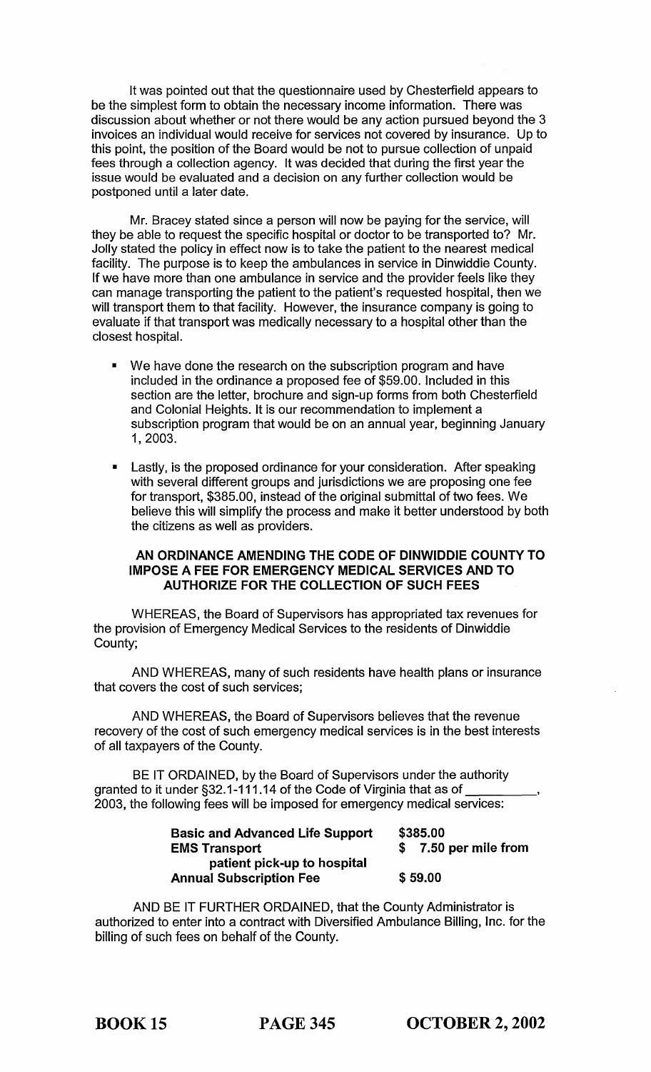It was pointed out that the questionnaire used by Chesterfield appears to be the simplest form to obtain the necessary income information. There was discussion about whether or not there would be any action pursued beyond the 3 invoices an individual would receive for services not covered by insurance. Up to this point, the position of the Board would be not to pursue collection of unpaid fees through a collection agency. It was decided that during the first year the issue would be evaluated and a decision on any further collection would be postponed until a later date.

Mr. Bracey stated since a person will now be paying for the service, will they be able to request the specific hospital or doctor to be transported to? Mr. Jolly stated the policy in effect now is to take the patient to the nearest medical facility. The purpose is to keep the ambulances in service in Dinwiddie County. If we have more than one ambulance in service and the provider feels like they can manage transporting the patient to the patient's requested hospital, then we will transport them to that facility. However, the insurance company is going to evaluate if that transport was medically necessary to a hospital other than the closest hospital.

- We have done the research on the subscription program and have included in the ordinance a proposed fee of $59.00. Included in this section are the letter, brochure and sign-up forms from both Chesterfield and Colonial Heights. It is our recommendation to implement a subscription program that would be on an annual year, beginning January 1, 2003.
- Lastly, is the proposed ordinance for your consideration. After speaking with several different groups and jurisdictions we are proposing one fee for transport, $385.00, instead of the original submittal of two fees. We believe this will simplify the process and make it better understood by both the citizens as well as providers.

**AN ORDINANCE AMENDING THE CODE OF DINWIDDIE COUNTY TO IMPOSE A FEE FOR EMERGENCY MEDICAL SERVICES AND TO AUTHORIZE FOR THE COLLECTION OF SUCH FEES**

WHEREAS, the Board of Supervisors has appropriated tax revenues for the provision of Emergency Medical Services to the residents of Dinwiddie County;

AND WHEREAS, many of such residents have health plans or insurance that covers the cost of such services;

AND WHEREAS, the Board of Supervisors believes that the revenue recovery of the cost of such emergency medical services is in the best interests of all taxpayers of the County.

BE IT ORDAINED, by the Board of Supervisors under the authority granted to it under §32.1-111.14 of the Code of Virginia that as of __________, 2003, the following fees will be imposed for emergency medical services:

| | |
|---|---|
| **Basic and Advanced Life Support** | **$385.00** |
| **EMS Transport patient pick-up to hospital** | **$ 7.50 per mile from** |
| **Annual Subscription Fee** | **$ 59.00** |

AND BE IT FURTHER ORDAINED, that the County Administrator is authorized to enter into a contract with Diversified Ambulance Billing, Inc. for the billing of such fees on behalf of the County.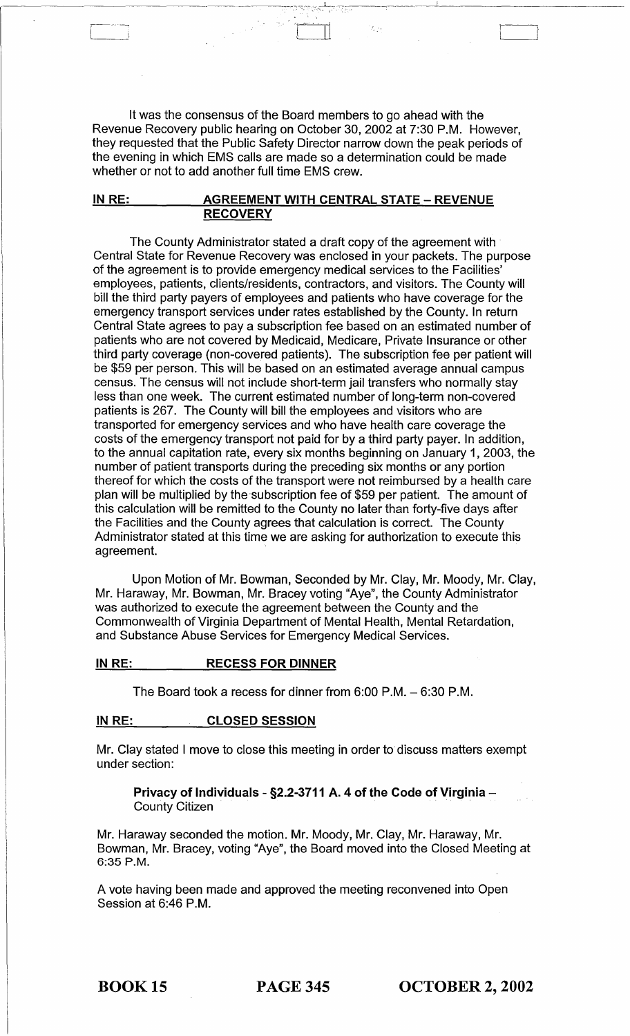It was the consensus of the Board members to go ahead with the Revenue Recovery public hearing on October 30, 2002 at 7:30 P.M. However, they requested that the Public Safety Director narrow down the peak periods of the evening in which EMS calls are made so a determination could be made whether or not to add another full time EMS crew.

**IN RE: AGREEMENT WITH CENTRAL STATE – REVENUE RECOVERY**

The County Administrator stated a draft copy of the agreement with Central State for Revenue Recovery was enclosed in your packets. The purpose of the agreement is to provide emergency medical services to the Facilities' employees, patients, clients/residents, contractors, and visitors. The County will bill the third party payers of employees and patients who have coverage for the emergency transport services under rates established by the County. In return Central State agrees to pay a subscription fee based on an estimated number of patients who are not covered by Medicaid, Medicare, Private Insurance or other third party coverage (non-covered patients). The subscription fee per patient will be $59 per person. This will be based on an estimated average annual campus census. The census will not include short-term jail transfers who normally stay less than one week. The current estimated number of long-term non-covered patients is 267. The County will bill the employees and visitors who are transported for emergency services and who have health care coverage the costs of the emergency transport not paid for by a third party payer. In addition, to the annual capitation rate, every six months beginning on January 1, 2003, the number of patient transports during the preceding six months or any portion thereof for which the costs of the transport were not reimbursed by a health care plan will be multiplied by the subscription fee of $59 per patient. The amount of this calculation will be remitted to the County no later than forty-five days after the Facilities and the County agrees that calculation is correct. The County Administrator stated at this time we are asking for authorization to execute this agreement.

Upon Motion of Mr. Bowman, Seconded by Mr. Clay, Mr. Moody, Mr. Clay, Mr. Haraway, Mr. Bowman, Mr. Bracey voting "Aye", the County Administrator was authorized to execute the agreement between the County and the Commonwealth of Virginia Department of Mental Health, Mental Retardation, and Substance Abuse Services for Emergency Medical Services.

**IN RE: RECESS FOR DINNER**

The Board took a recess for dinner from 6:00 P.M. – 6:30 P.M.

**IN RE: CLOSED SESSION**

Mr. Clay stated I move to close this meeting in order to discuss matters exempt under section:

> **Privacy of Individuals - §2.2-3711 A. 4 of the Code of Virginia** – County Citizen

Mr. Haraway seconded the motion. Mr. Moody, Mr. Clay, Mr. Haraway, Mr. Bowman, Mr. Bracey, voting "Aye", the Board moved into the Closed Meeting at 6:35 P.M.

A vote having been made and approved the meeting reconvened into Open Session at 6:46 P.M.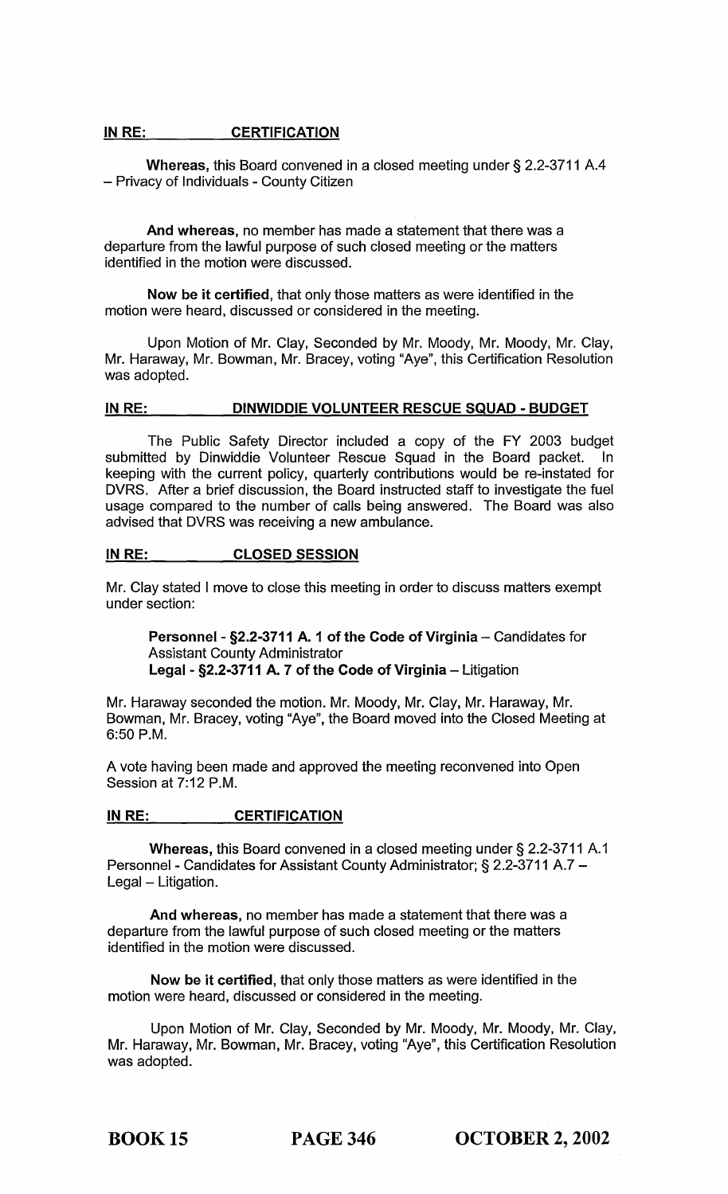**IN RE: CERTIFICATION**

**Whereas,** this Board convened in a closed meeting under § 2.2-3711 A.4 – Privacy of Individuals - County Citizen

**And whereas,** no member has made a statement that there was a departure from the lawful purpose of such closed meeting or the matters identified in the motion were discussed.

**Now be it certified,** that only those matters as were identified in the motion were heard, discussed or considered in the meeting.

Upon Motion of Mr. Clay, Seconded by Mr. Moody, Mr. Moody, Mr. Clay, Mr. Haraway, Mr. Bowman, Mr. Bracey, voting "Aye", this Certification Resolution was adopted.

**IN RE: DINWIDDIE VOLUNTEER RESCUE SQUAD - BUDGET**

The Public Safety Director included a copy of the FY 2003 budget submitted by Dinwiddie Volunteer Rescue Squad in the Board packet. In keeping with the current policy, quarterly contributions would be re-instated for DVRS. After a brief discussion, the Board instructed staff to investigate the fuel usage compared to the number of calls being answered. The Board was also advised that DVRS was receiving a new ambulance.

**IN RE: CLOSED SESSION**

Mr. Clay stated I move to close this meeting in order to discuss matters exempt under section:

**Personnel - §2.2-3711 A. 1 of the Code of Virginia** – Candidates for Assistant County Administrator
**Legal - §2.2-3711 A. 7 of the Code of Virginia** – Litigation

Mr. Haraway seconded the motion. Mr. Moody, Mr. Clay, Mr. Haraway, Mr. Bowman, Mr. Bracey, voting "Aye", the Board moved into the Closed Meeting at 6:50 P.M.

A vote having been made and approved the meeting reconvened into Open Session at 7:12 P.M.

**IN RE: CERTIFICATION**

**Whereas,** this Board convened in a closed meeting under § 2.2-3711 A.1 Personnel - Candidates for Assistant County Administrator; § 2.2-3711 A.7 – Legal – Litigation.

**And whereas,** no member has made a statement that there was a departure from the lawful purpose of such closed meeting or the matters identified in the motion were discussed.

**Now be it certified,** that only those matters as were identified in the motion were heard, discussed or considered in the meeting.

Upon Motion of Mr. Clay, Seconded by Mr. Moody, Mr. Moody, Mr. Clay, Mr. Haraway, Mr. Bowman, Mr. Bracey, voting "Aye", this Certification Resolution was adopted.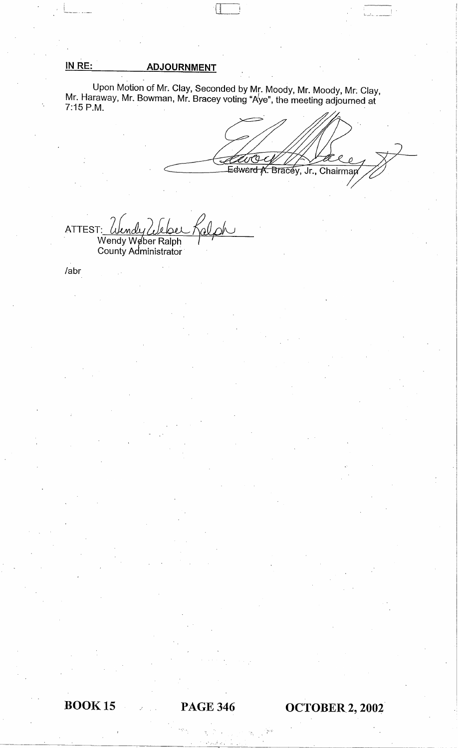**IN RE: ADJOURNMENT**

Upon Motion of Mr. Clay, Seconded by Mr. Moody, Mr. Moody, Mr. Clay, Mr. Haraway, Mr. Bowman, Mr. Bracey voting "Aye", the meeting adjourned at 7:15 P.M.

Edward A. Bracey, Jr., Chairman

ATTEST: Wendy Weber Ralph
Wendy Weber Ralph
County Administrator

/abr

**BOOK 15** **PAGE 346** **OCTOBER 2, 2002**